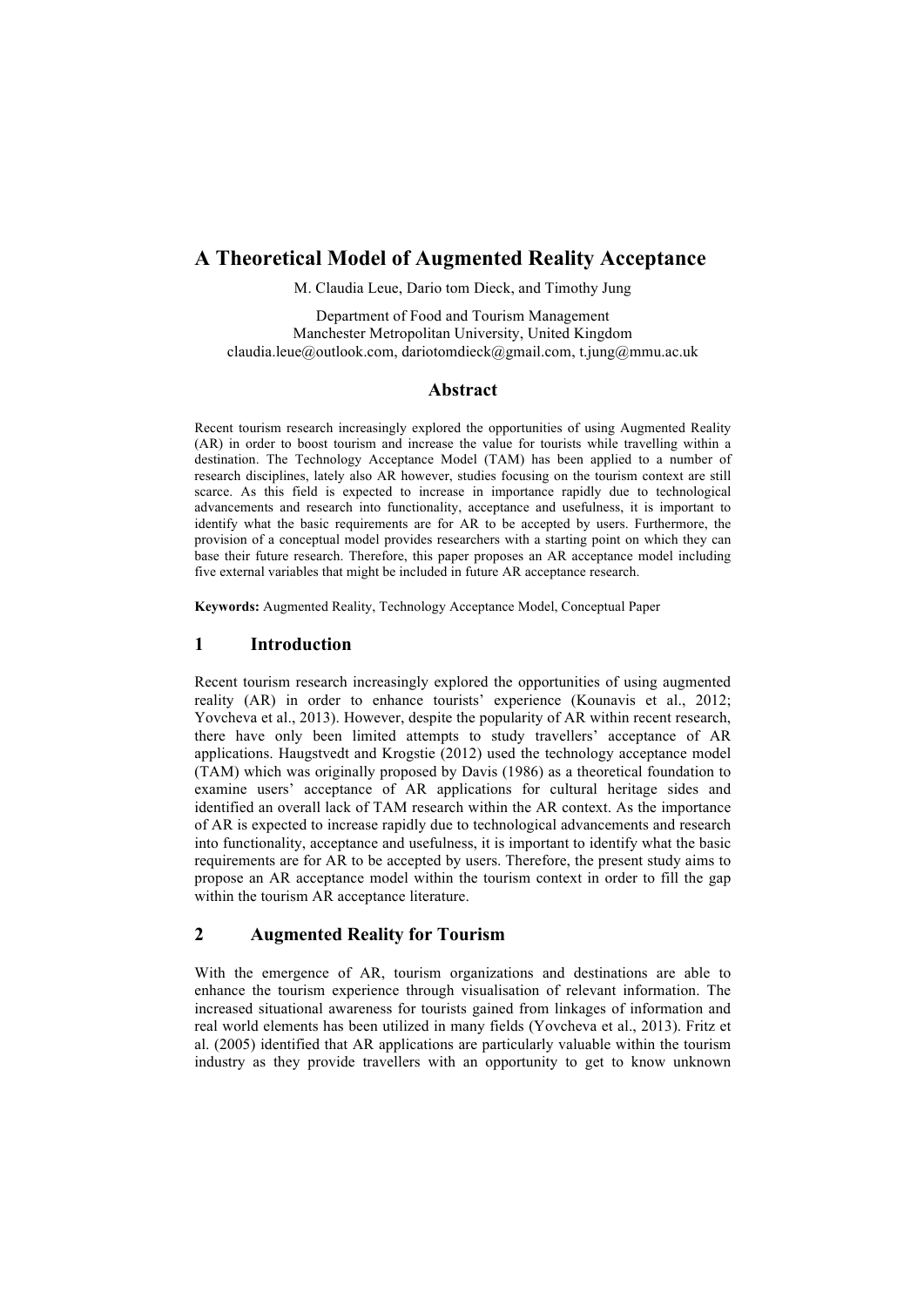# A Theoretical Model of Augmented Reality Acceptance

M. Claudia Leue, Dario tom Dieck, and Timothy Jung

Department of Food and Tourism Management
Manchester Metropolitan University, United Kingdom
claudia.leue@outlook.com, dariotomdieck@gmail.com, t.jung@mmu.ac.uk

## Abstract

Recent tourism research increasingly explored the opportunities of using Augmented Reality (AR) in order to boost tourism and increase the value for tourists while travelling within a destination. The Technology Acceptance Model (TAM) has been applied to a number of research disciplines, lately also AR however, studies focusing on the tourism context are still scarce. As this field is expected to increase in importance rapidly due to technological advancements and research into functionality, acceptance and usefulness, it is important to identify what the basic requirements are for AR to be accepted by users. Furthermore, the provision of a conceptual model provides researchers with a starting point on which they can base their future research. Therefore, this paper proposes an AR acceptance model including five external variables that might be included in future AR acceptance research.

**Keywords:** Augmented Reality, Technology Acceptance Model, Conceptual Paper

## 1 Introduction

Recent tourism research increasingly explored the opportunities of using augmented reality (AR) in order to enhance tourists' experience (Kounavis et al., 2012; Yovcheva et al., 2013). However, despite the popularity of AR within recent research, there have only been limited attempts to study travellers' acceptance of AR applications. Haugstvedt and Krogstie (2012) used the technology acceptance model (TAM) which was originally proposed by Davis (1986) as a theoretical foundation to examine users' acceptance of AR applications for cultural heritage sides and identified an overall lack of TAM research within the AR context. As the importance of AR is expected to increase rapidly due to technological advancements and research into functionality, acceptance and usefulness, it is important to identify what the basic requirements are for AR to be accepted by users. Therefore, the present study aims to propose an AR acceptance model within the tourism context in order to fill the gap within the tourism AR acceptance literature.

## 2 Augmented Reality for Tourism

With the emergence of AR, tourism organizations and destinations are able to enhance the tourism experience through visualisation of relevant information. The increased situational awareness for tourists gained from linkages of information and real world elements has been utilized in many fields (Yovcheva et al., 2013). Fritz et al. (2005) identified that AR applications are particularly valuable within the tourism industry as they provide travellers with an opportunity to get to know unknown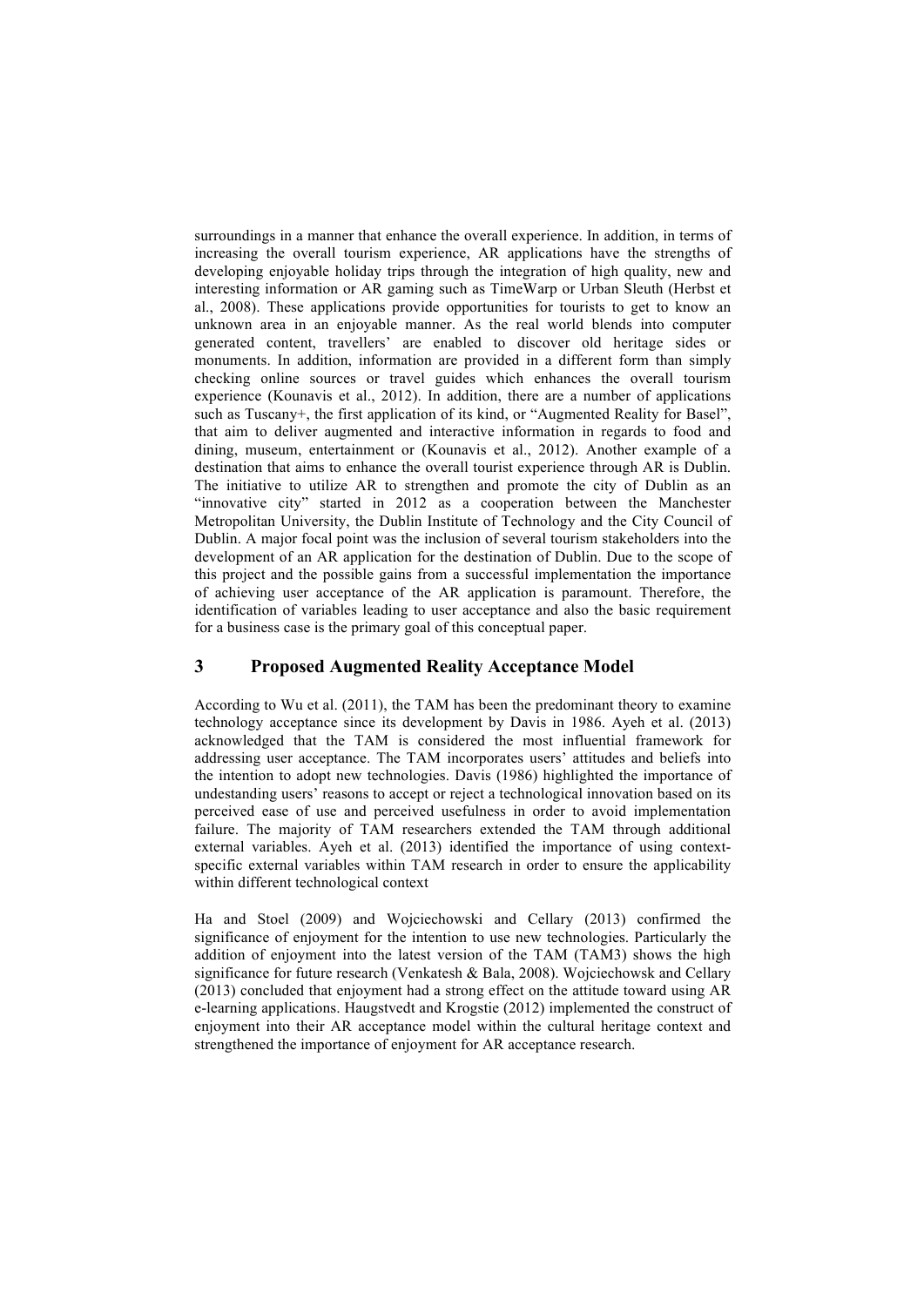surroundings in a manner that enhance the overall experience. In addition, in terms of increasing the overall tourism experience, AR applications have the strengths of developing enjoyable holiday trips through the integration of high quality, new and interesting information or AR gaming such as TimeWarp or Urban Sleuth (Herbst et al., 2008). These applications provide opportunities for tourists to get to know an unknown area in an enjoyable manner. As the real world blends into computer generated content, travellers' are enabled to discover old heritage sides or monuments. In addition, information are provided in a different form than simply checking online sources or travel guides which enhances the overall tourism experience (Kounavis et al., 2012). In addition, there are a number of applications such as Tuscany+, the first application of its kind, or "Augmented Reality for Basel", that aim to deliver augmented and interactive information in regards to food and dining, museum, entertainment or (Kounavis et al., 2012). Another example of a destination that aims to enhance the overall tourist experience through AR is Dublin. The initiative to utilize AR to strengthen and promote the city of Dublin as an "innovative city" started in 2012 as a cooperation between the Manchester Metropolitan University, the Dublin Institute of Technology and the City Council of Dublin. A major focal point was the inclusion of several tourism stakeholders into the development of an AR application for the destination of Dublin. Due to the scope of this project and the possible gains from a successful implementation the importance of achieving user acceptance of the AR application is paramount. Therefore, the identification of variables leading to user acceptance and also the basic requirement for a business case is the primary goal of this conceptual paper.

## 3 Proposed Augmented Reality Acceptance Model

According to Wu et al. (2011), the TAM has been the predominant theory to examine technology acceptance since its development by Davis in 1986. Ayeh et al. (2013) acknowledged that the TAM is considered the most influential framework for addressing user acceptance. The TAM incorporates users' attitudes and beliefs into the intention to adopt new technologies. Davis (1986) highlighted the importance of undestanding users' reasons to accept or reject a technological innovation based on its perceived ease of use and perceived usefulness in order to avoid implementation failure. The majority of TAM researchers extended the TAM through additional external variables. Ayeh et al. (2013) identified the importance of using context-specific external variables within TAM research in order to ensure the applicability within different technological context

Ha and Stoel (2009) and Wojciechowski and Cellary (2013) confirmed the significance of enjoyment for the intention to use new technologies. Particularly the addition of enjoyment into the latest version of the TAM (TAM3) shows the high significance for future research (Venkatesh & Bala, 2008). Wojciechowsk and Cellary (2013) concluded that enjoyment had a strong effect on the attitude toward using AR e-learning applications. Haugstvedt and Krogstie (2012) implemented the construct of enjoyment into their AR acceptance model within the cultural heritage context and strengthened the importance of enjoyment for AR acceptance research.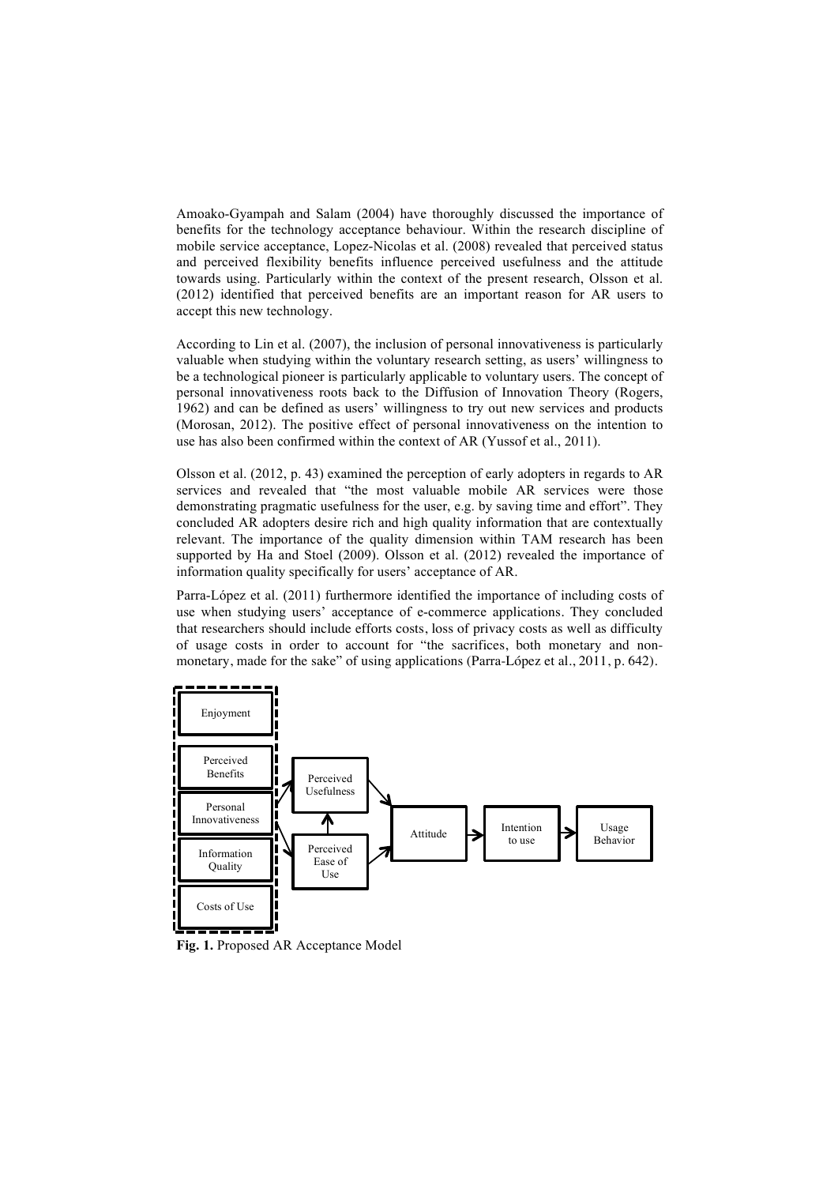Amoako-Gyampah and Salam (2004) have thoroughly discussed the importance of benefits for the technology acceptance behaviour. Within the research discipline of mobile service acceptance, Lopez-Nicolas et al. (2008) revealed that perceived status and perceived flexibility benefits influence perceived usefulness and the attitude towards using. Particularly within the context of the present research, Olsson et al. (2012) identified that perceived benefits are an important reason for AR users to accept this new technology.

According to Lin et al. (2007), the inclusion of personal innovativeness is particularly valuable when studying within the voluntary research setting, as users' willingness to be a technological pioneer is particularly applicable to voluntary users. The concept of personal innovativeness roots back to the Diffusion of Innovation Theory (Rogers, 1962) and can be defined as users' willingness to try out new services and products (Morosan, 2012). The positive effect of personal innovativeness on the intention to use has also been confirmed within the context of AR (Yussof et al., 2011).

Olsson et al. (2012, p. 43) examined the perception of early adopters in regards to AR services and revealed that "the most valuable mobile AR services were those demonstrating pragmatic usefulness for the user, e.g. by saving time and effort". They concluded AR adopters desire rich and high quality information that are contextually relevant. The importance of the quality dimension within TAM research has been supported by Ha and Stoel (2009). Olsson et al. (2012) revealed the importance of information quality specifically for users' acceptance of AR.

Parra-López et al. (2011) furthermore identified the importance of including costs of use when studying users' acceptance of e-commerce applications. They concluded that researchers should include efforts costs, loss of privacy costs as well as difficulty of usage costs in order to account for "the sacrifices, both monetary and non-monetary, made for the sake" of using applications (Parra-López et al., 2011, p. 642).

Enjoyment

Perceived Benefits

Personal Innovativeness

Information Quality

Costs of Use

Perceived Usefulness

Perceived Ease of Use

Attitude

Intention to use

Usage Behavior

**Fig. 1.** Proposed AR Acceptance Model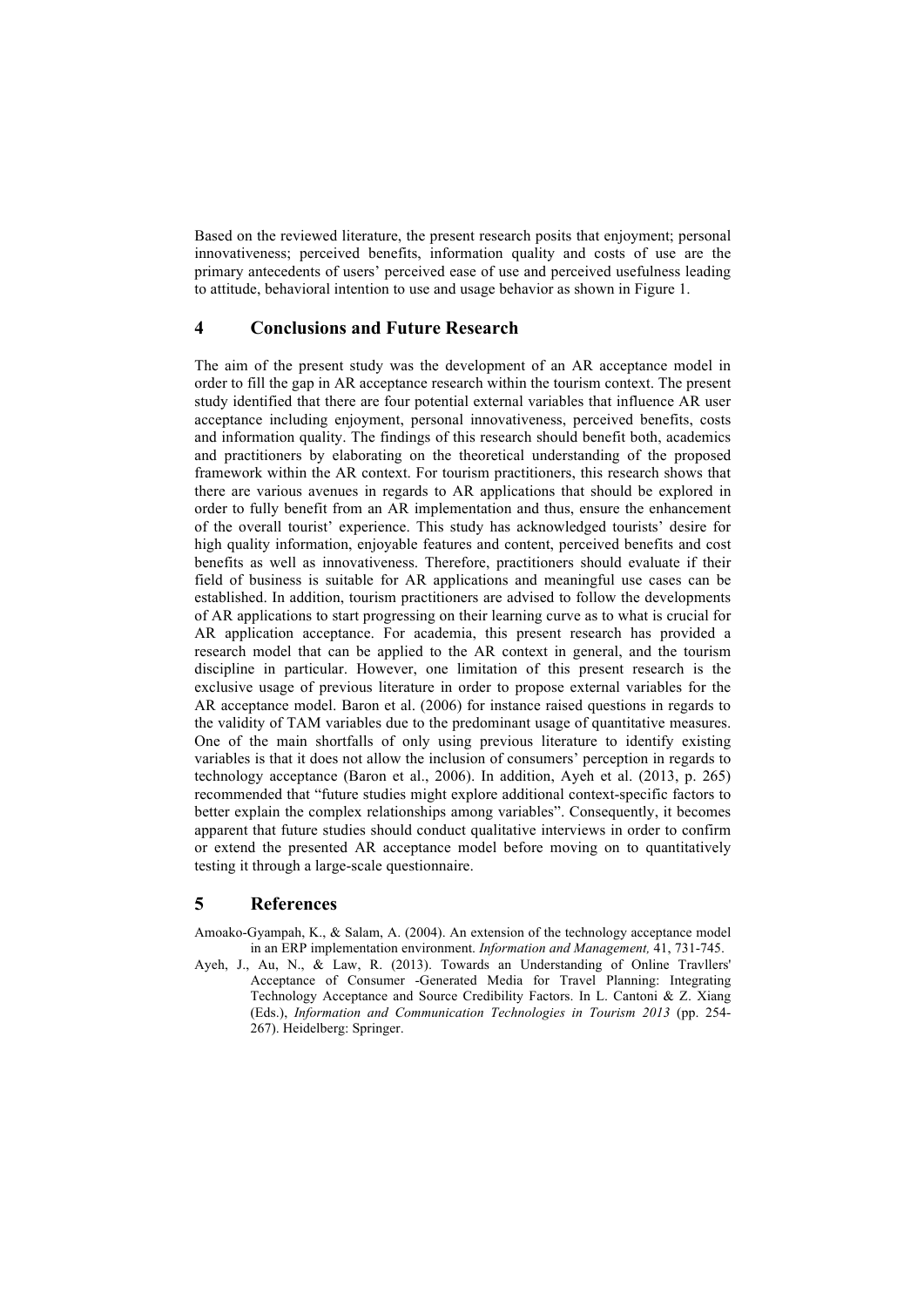Based on the reviewed literature, the present research posits that enjoyment; personal innovativeness; perceived benefits, information quality and costs of use are the primary antecedents of users' perceived ease of use and perceived usefulness leading to attitude, behavioral intention to use and usage behavior as shown in Figure 1.

## 4 Conclusions and Future Research

The aim of the present study was the development of an AR acceptance model in order to fill the gap in AR acceptance research within the tourism context. The present study identified that there are four potential external variables that influence AR user acceptance including enjoyment, personal innovativeness, perceived benefits, costs and information quality. The findings of this research should benefit both, academics and practitioners by elaborating on the theoretical understanding of the proposed framework within the AR context. For tourism practitioners, this research shows that there are various avenues in regards to AR applications that should be explored in order to fully benefit from an AR implementation and thus, ensure the enhancement of the overall tourist' experience. This study has acknowledged tourists' desire for high quality information, enjoyable features and content, perceived benefits and cost benefits as well as innovativeness. Therefore, practitioners should evaluate if their field of business is suitable for AR applications and meaningful use cases can be established. In addition, tourism practitioners are advised to follow the developments of AR applications to start progressing on their learning curve as to what is crucial for AR application acceptance. For academia, this present research has provided a research model that can be applied to the AR context in general, and the tourism discipline in particular. However, one limitation of this present research is the exclusive usage of previous literature in order to propose external variables for the AR acceptance model. Baron et al. (2006) for instance raised questions in regards to the validity of TAM variables due to the predominant usage of quantitative measures. One of the main shortfalls of only using previous literature to identify existing variables is that it does not allow the inclusion of consumers' perception in regards to technology acceptance (Baron et al., 2006). In addition, Ayeh et al. (2013, p. 265) recommended that "future studies might explore additional context-specific factors to better explain the complex relationships among variables". Consequently, it becomes apparent that future studies should conduct qualitative interviews in order to confirm or extend the presented AR acceptance model before moving on to quantitatively testing it through a large-scale questionnaire.

## 5 References

Amoako-Gyampah, K., & Salam, A. (2004). An extension of the technology acceptance model in an ERP implementation environment. *Information and Management,* 41, 731-745.

Ayeh, J., Au, N., & Law, R. (2013). Towards an Understanding of Online Travllers' Acceptance of Consumer -Generated Media for Travel Planning: Integrating Technology Acceptance and Source Credibility Factors. In L. Cantoni & Z. Xiang (Eds.), *Information and Communication Technologies in Tourism 2013* (pp. 254-267). Heidelberg: Springer.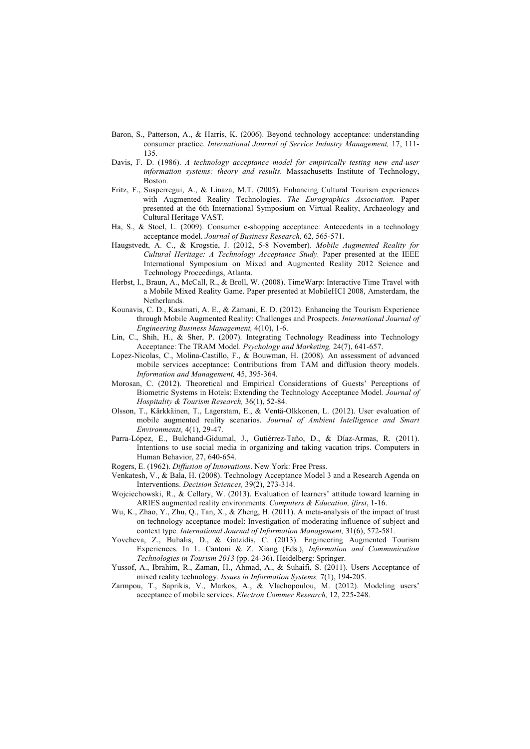Baron, S., Patterson, A., & Harris, K. (2006). Beyond technology acceptance: understanding consumer practice. *International Journal of Service Industry Management,* 17, 111-135.

Davis, F. D. (1986). *A technology acceptance model for empirically testing new end-user information systems: theory and results.* Massachusetts Institute of Technology, Boston.

Fritz, F., Susperregui, A., & Linaza, M.T. (2005). Enhancing Cultural Tourism experiences with Augmented Reality Technologies. *The Eurographics Association.* Paper presented at the 6th International Symposium on Virtual Reality, Archaeology and Cultural Heritage VAST.

Ha, S., & Stoel, L. (2009). Consumer e-shopping acceptance: Antecedents in a technology acceptance model. *Journal of Business Research,* 62, 565-571.

Haugstvedt, A. C., & Krogstie, J. (2012, 5-8 November). *Mobile Augmented Reality for Cultural Heritage: A Technology Acceptance Study.* Paper presented at the IEEE International Symposium on Mixed and Augmented Reality 2012 Science and Technology Proceedings, Atlanta.

Herbst, I., Braun, A., McCall, R., & Broll, W. (2008). TimeWarp: Interactive Time Travel with a Mobile Mixed Reality Game. Paper presented at MobileHCI 2008, Amsterdam, the Netherlands.

Kounavis, C. D., Kasimati, A. E., & Zamani, E. D. (2012). Enhancing the Tourism Experience through Mobile Augmented Reality: Challenges and Prospects. *International Journal of Engineering Business Management,* 4(10), 1-6.

Lin, C., Shih, H., & Sher, P. (2007). Integrating Technology Readiness into Technology Acceptance: The TRAM Model. *Psychology and Marketing,* 24(7), 641-657.

Lopez-Nicolas, C., Molina-Castillo, F., & Bouwman, H. (2008). An assessment of advanced mobile services acceptance: Contributions from TAM and diffusion theory models. *Information and Management,* 45, 395-364.

Morosan, C. (2012). Theoretical and Empirical Considerations of Guests' Perceptions of Biometric Systems in Hotels: Extending the Technology Acceptance Model. *Journal of Hospitality & Tourism Research,* 36(1), 52-84.

Olsson, T., Kärkkäinen, T., Lagerstam, E., & Ventä-Olkkonen, L. (2012). User evaluation of mobile augmented reality scenarios. *Journal of Ambient Intelligence and Smart Environments,* 4(1), 29-47.

Parra-López, E., Bulchand-Gidumal, J., Gutiérrez-Taño, D., & Díaz-Armas, R. (2011). Intentions to use social media in organizing and taking vacation trips. Computers in Human Behavior, 27, 640-654.

Rogers, E. (1962). *Diffusion of Innovations*. New York: Free Press.

Venkatesh, V., & Bala, H. (2008). Technology Acceptance Model 3 and a Research Agenda on Interventions. *Decision Sciences,* 39(2), 273-314.

Wojciechowski, R., & Cellary, W. (2013). Evaluation of learners' attitude toward learning in ARIES augmented reality environments. *Computers & Education, ifirst*, 1-16.

Wu, K., Zhao, Y., Zhu, Q., Tan, X., & Zheng, H. (2011). A meta-analysis of the impact of trust on technology acceptance model: Investigation of moderating influence of subject and context type. *International Journal of Information Management,* 31(6), 572-581.

Yovcheva, Z., Buhalis, D., & Gatzidis, C. (2013). Engineering Augmented Tourism Experiences. In L. Cantoni & Z. Xiang (Eds.), *Information and Communication Technologies in Tourism 2013* (pp. 24-36). Heidelberg: Springer.

Yussof, A., Ibrahim, R., Zaman, H., Ahmad, A., & Suhaifi, S. (2011). Users Acceptance of mixed reality technology. *Issues in Information Systems,* 7(1), 194-205.

Zarmpou, T., Saprikis, V., Markos, A., & Vlachopoulou, M. (2012). Modeling users' acceptance of mobile services. *Electron Commer Research,* 12, 225-248.